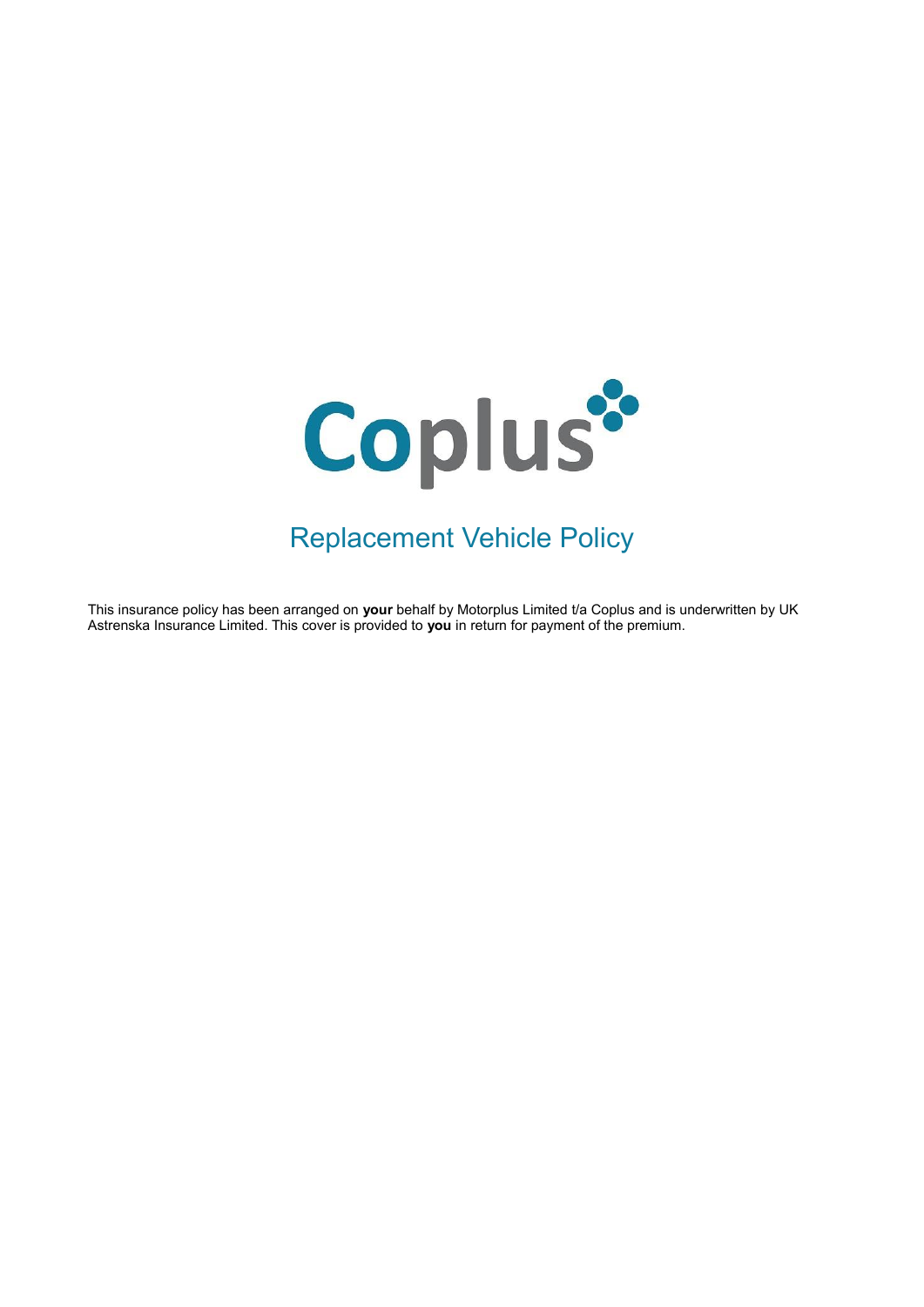# Coplus

## Replacement Vehicle Policy

This insurance policy has been arranged on **your** behalf by Motorplus Limited t/a Coplus and is underwritten by UK Astrenska Insurance Limited. This cover is provided to **you** in return for payment of the premium.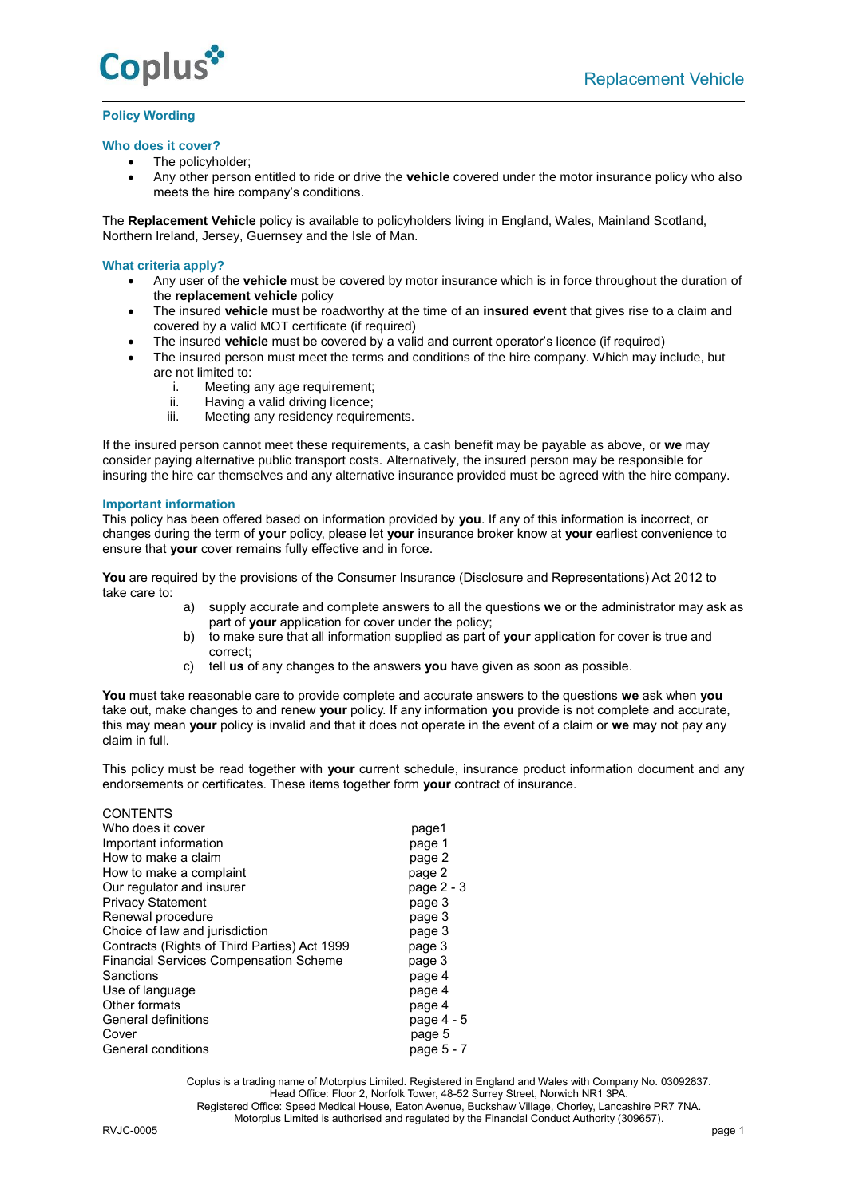# Replacement Vehicle

## Policy Wording

### Who does it cover?

- The policyholder;
- Any other person entitled to ride or drive the **vehicle** covered under the motor insurance policy who also meets the hire company's conditions.

The **Replacement Vehicle** policy is available to policyholders living in England, Wales, Mainland Scotland, Northern Ireland, Jersey, Guernsey and the Isle of Man.

### What criteria apply?

- Any user of the **vehicle** must be covered by motor insurance which is in force throughout the duration of the **replacement vehicle** policy
- The insured **vehicle** must be roadworthy at the time of an **insured event** that gives rise to a claim and covered by a valid MOT certificate (if required)
- The insured **vehicle** must be covered by a valid and current operator's licence (if required)
- The insured person must meet the terms and conditions of the hire company. Which may include, but are not limited to:
  - i. Meeting any age requirement;
  - ii. Having a valid driving licence;
  - iii. Meeting any residency requirements.

If the insured person cannot meet these requirements, a cash benefit may be payable as above, or **we** may consider paying alternative public transport costs. Alternatively, the insured person may be responsible for insuring the hire car themselves and any alternative insurance provided must be agreed with the hire company.

### Important information

This policy has been offered based on information provided by **you**. If any of this information is incorrect, or changes during the term of **your** policy, please let **your** insurance broker know at **your** earliest convenience to ensure that **your** cover remains fully effective and in force.

**You** are required by the provisions of the Consumer Insurance (Disclosure and Representations) Act 2012 to take care to:

a) supply accurate and complete answers to all the questions **we** or the administrator may ask as part of **your** application for cover under the policy;
b) to make sure that all information supplied as part of **your** application for cover is true and correct;
c) tell **us** of any changes to the answers **you** have given as soon as possible.

**You** must take reasonable care to provide complete and accurate answers to the questions **we** ask when **you** take out, make changes to and renew **your** policy. If any information **you** provide is not complete and accurate, this may mean **your** policy is invalid and that it does not operate in the event of a claim or **we** may not pay any claim in full.

This policy must be read together with **your** current schedule, insurance product information document and any endorsements or certificates. These items together form **your** contract of insurance.

CONTENTS

| | |
|---|---|
| Who does it cover | page1 |
| Important information | page 1 |
| How to make a claim | page 2 |
| How to make a complaint | page 2 |
| Our regulator and insurer | page 2 - 3 |
| Privacy Statement | page 3 |
| Renewal procedure | page 3 |
| Choice of law and jurisdiction | page 3 |
| Contracts (Rights of Third Parties) Act 1999 | page 3 |
| Financial Services Compensation Scheme | page 3 |
| Sanctions | page 4 |
| Use of language | page 4 |
| Other formats | page 4 |
| General definitions | page 4 - 5 |
| Cover | page 5 |
| General conditions | page 5 - 7 |

Coplus is a trading name of Motorplus Limited. Registered in England and Wales with Company No. 03092837.
Head Office: Floor 2, Norfolk Tower, 48-52 Surrey Street, Norwich NR1 3PA.
Registered Office: Speed Medical House, Eaton Avenue, Buckshaw Village, Chorley, Lancashire PR7 7NA.
Motorplus Limited is authorised and regulated by the Financial Conduct Authority (309657).

RVJC-0005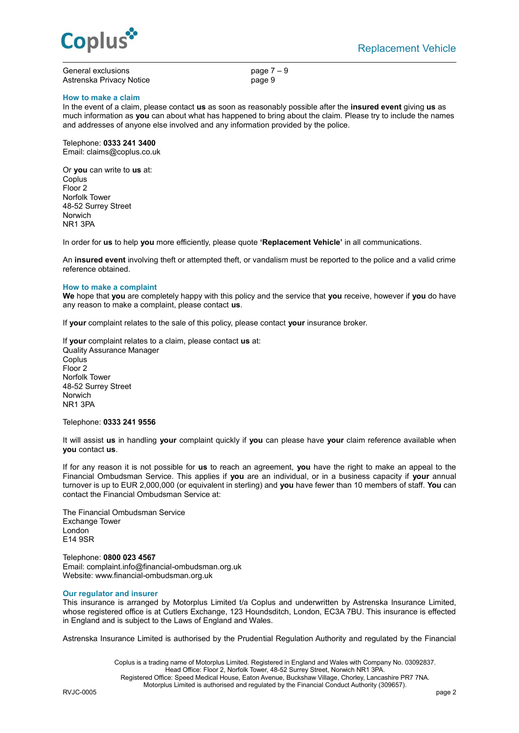| | |
|---|---|
| General exclusions | page 7 – 9 |
| Astrenska Privacy Notice | page 9 |

## How to make a claim

In the event of a claim, please contact **us** as soon as reasonably possible after the **insured event** giving **us** as much information as **you** can about what has happened to bring about the claim. Please try to include the names and addresses of anyone else involved and any information provided by the police.

Telephone: **0333 241 3400**
Email: claims@coplus.co.uk

Or **you** can write to **us** at:
Coplus
Floor 2
Norfolk Tower
48-52 Surrey Street
Norwich
NR1 3PA

In order for **us** to help **you** more efficiently, please quote **'Replacement Vehicle'** in all communications.

An **insured event** involving theft or attempted theft, or vandalism must be reported to the police and a valid crime reference obtained.

## How to make a complaint

**We** hope that **you** are completely happy with this policy and the service that **you** receive, however if **you** do have any reason to make a complaint, please contact **us**.

If **your** complaint relates to the sale of this policy, please contact **your** insurance broker.

If **your** complaint relates to a claim, please contact **us** at:
Quality Assurance Manager
Coplus
Floor 2
Norfolk Tower
48-52 Surrey Street
Norwich
NR1 3PA

Telephone: **0333 241 9556**

It will assist **us** in handling **your** complaint quickly if **you** can please have **your** claim reference available when **you** contact **us**.

If for any reason it is not possible for **us** to reach an agreement, **you** have the right to make an appeal to the Financial Ombudsman Service. This applies if **you** are an individual, or in a business capacity if **your** annual turnover is up to EUR 2,000,000 (or equivalent in sterling) and **you** have fewer than 10 members of staff. **You** can contact the Financial Ombudsman Service at:

The Financial Ombudsman Service
Exchange Tower
London
E14 9SR

Telephone: **0800 023 4567**
Email: complaint.info@financial-ombudsman.org.uk
Website: www.financial-ombudsman.org.uk

## Our regulator and insurer

This insurance is arranged by Motorplus Limited t/a Coplus and underwritten by Astrenska Insurance Limited, whose registered office is at Cutlers Exchange, 123 Houndsditch, London, EC3A 7BU. This insurance is effected in England and is subject to the Laws of England and Wales.

Astrenska Insurance Limited is authorised by the Prudential Regulation Authority and regulated by the Financial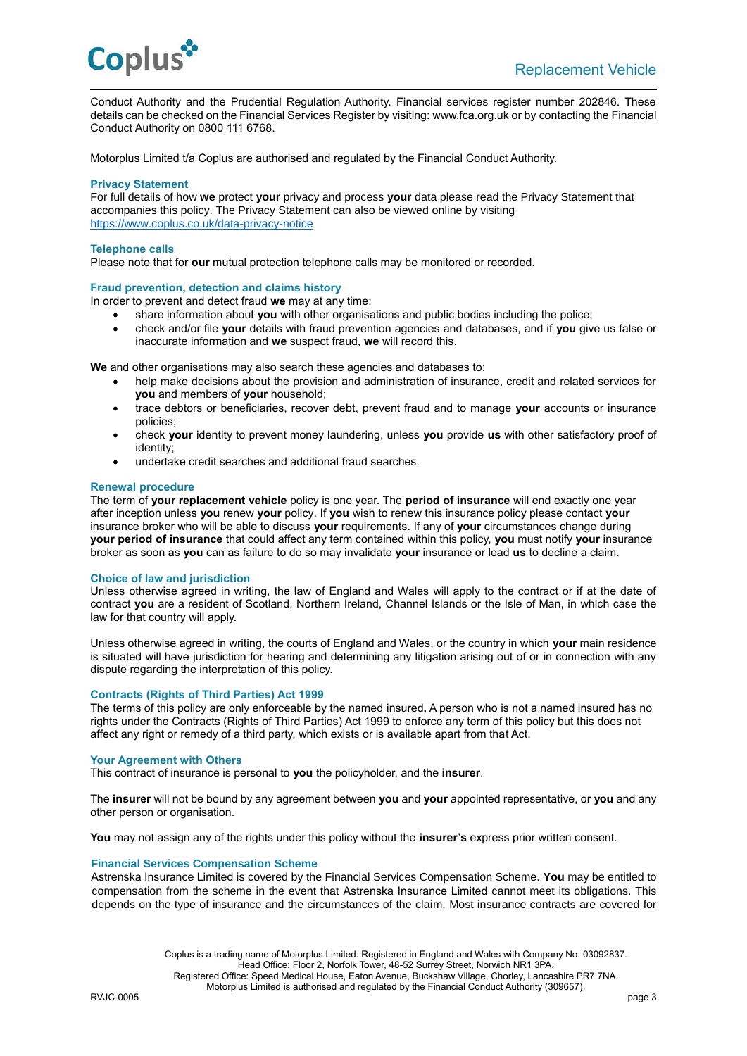Conduct Authority and the Prudential Regulation Authority. Financial services register number 202846. These details can be checked on the Financial Services Register by visiting: www.fca.org.uk or by contacting the Financial Conduct Authority on 0800 111 6768.

Motorplus Limited t/a Coplus are authorised and regulated by the Financial Conduct Authority.

### Privacy Statement

For full details of how **we** protect **your** privacy and process **your** data please read the Privacy Statement that accompanies this policy. The Privacy Statement can also be viewed online by visiting [https://www.coplus.co.uk/data-privacy-notice](https://www.coplus.co.uk/data-privacy-notice)

### Telephone calls

Please note that for **our** mutual protection telephone calls may be monitored or recorded.

### Fraud prevention, detection and claims history

In order to prevent and detect fraud **we** may at any time:

- share information about **you** with other organisations and public bodies including the police;
- check and/or file **your** details with fraud prevention agencies and databases, and if **you** give us false or inaccurate information and **we** suspect fraud, **we** will record this.

**We** and other organisations may also search these agencies and databases to:

- help make decisions about the provision and administration of insurance, credit and related services for **you** and members of **your** household;
- trace debtors or beneficiaries, recover debt, prevent fraud and to manage **your** accounts or insurance policies;
- check **your** identity to prevent money laundering, unless **you** provide **us** with other satisfactory proof of identity;
- undertake credit searches and additional fraud searches.

### Renewal procedure

The term of **your replacement vehicle** policy is one year. The **period of insurance** will end exactly one year after inception unless **you** renew **your** policy. If **you** wish to renew this insurance policy please contact **your** insurance broker who will be able to discuss **your** requirements. If any of **your** circumstances change during **your period of insurance** that could affect any term contained within this policy, **you** must notify **your** insurance broker as soon as **you** can as failure to do so may invalidate **your** insurance or lead **us** to decline a claim.

### Choice of law and jurisdiction

Unless otherwise agreed in writing, the law of England and Wales will apply to the contract or if at the date of contract **you** are a resident of Scotland, Northern Ireland, Channel Islands or the Isle of Man, in which case the law for that country will apply.

Unless otherwise agreed in writing, the courts of England and Wales, or the country in which **your** main residence is situated will have jurisdiction for hearing and determining any litigation arising out of or in connection with any dispute regarding the interpretation of this policy.

### Contracts (Rights of Third Parties) Act 1999

The terms of this policy are only enforceable by the named insured**.** A person who is not a named insured has no rights under the Contracts (Rights of Third Parties) Act 1999 to enforce any term of this policy but this does not affect any right or remedy of a third party, which exists or is available apart from that Act.

### Your Agreement with Others

This contract of insurance is personal to **you** the policyholder, and the **insurer**.

The **insurer** will not be bound by any agreement between **you** and **your** appointed representative, or **you** and any other person or organisation.

**You** may not assign any of the rights under this policy without the **insurer's** express prior written consent.

### Financial Services Compensation Scheme

Astrenska Insurance Limited is covered by the Financial Services Compensation Scheme. **You** may be entitled to compensation from the scheme in the event that Astrenska Insurance Limited cannot meet its obligations. This depends on the type of insurance and the circumstances of the claim. Most insurance contracts are covered for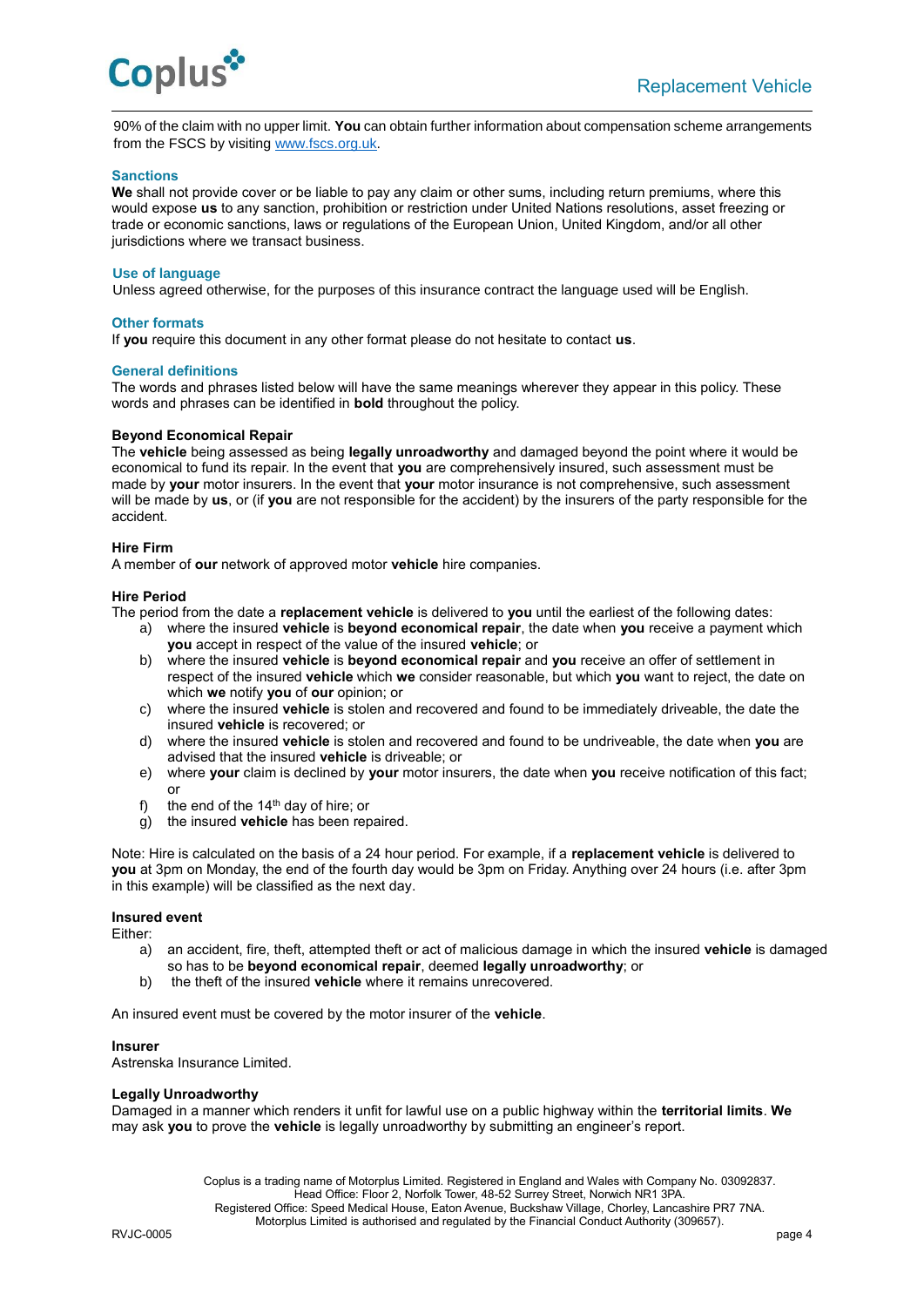90% of the claim with no upper limit. **You** can obtain further information about compensation scheme arrangements from the FSCS by visiting www.fscs.org.uk.

## Sanctions

**We** shall not provide cover or be liable to pay any claim or other sums, including return premiums, where this would expose **us** to any sanction, prohibition or restriction under United Nations resolutions, asset freezing or trade or economic sanctions, laws or regulations of the European Union, United Kingdom, and/or all other jurisdictions where we transact business.

## Use of language

Unless agreed otherwise, for the purposes of this insurance contract the language used will be English.

## Other formats

If **you** require this document in any other format please do not hesitate to contact **us**.

## General definitions

The words and phrases listed below will have the same meanings wherever they appear in this policy. These words and phrases can be identified in **bold** throughout the policy.

### Beyond Economical Repair

The **vehicle** being assessed as being **legally unroadworthy** and damaged beyond the point where it would be economical to fund its repair. In the event that **you** are comprehensively insured, such assessment must be made by **your** motor insurers. In the event that **your** motor insurance is not comprehensive, such assessment will be made by **us**, or (if **you** are not responsible for the accident) by the insurers of the party responsible for the accident.

### Hire Firm

A member of **our** network of approved motor **vehicle** hire companies.

### Hire Period

The period from the date a **replacement vehicle** is delivered to **you** until the earliest of the following dates:

a) where the insured **vehicle** is **beyond economical repair**, the date when **you** receive a payment which **you** accept in respect of the value of the insured **vehicle**; or
b) where the insured **vehicle** is **beyond economical repair** and **you** receive an offer of settlement in respect of the insured **vehicle** which **we** consider reasonable, but which **you** want to reject, the date on which **we** notify **you** of **our** opinion; or
c) where the insured **vehicle** is stolen and recovered and found to be immediately driveable, the date the insured **vehicle** is recovered; or
d) where the insured **vehicle** is stolen and recovered and found to be undriveable, the date when **you** are advised that the insured **vehicle** is driveable; or
e) where **your** claim is declined by **your** motor insurers, the date when **you** receive notification of this fact; or
f) the end of the 14th day of hire; or
g) the insured **vehicle** has been repaired.

Note: Hire is calculated on the basis of a 24 hour period. For example, if a **replacement vehicle** is delivered to **you** at 3pm on Monday, the end of the fourth day would be 3pm on Friday. Anything over 24 hours (i.e. after 3pm in this example) will be classified as the next day.

### Insured event

Either:

a) an accident, fire, theft, attempted theft or act of malicious damage in which the insured **vehicle** is damaged so has to be **beyond economical repair**, deemed **legally unroadworthy**; or
b) the theft of the insured **vehicle** where it remains unrecovered.

An insured event must be covered by the motor insurer of the **vehicle**.

### Insurer

Astrenska Insurance Limited.

### Legally Unroadworthy

Damaged in a manner which renders it unfit for lawful use on a public highway within the **territorial limits**. **We** may ask **you** to prove the **vehicle** is legally unroadworthy by submitting an engineer's report.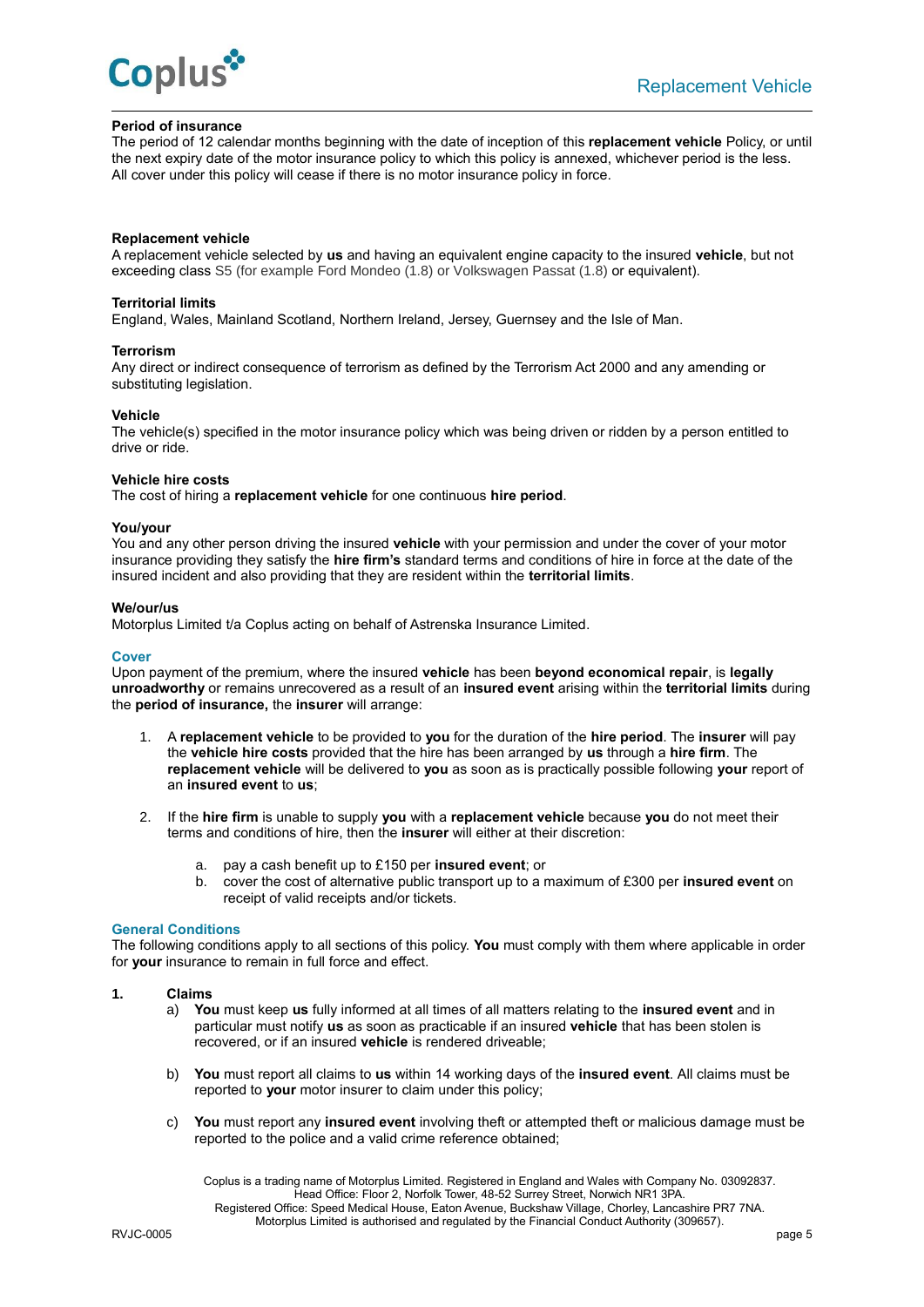**Period of insurance**
The period of 12 calendar months beginning with the date of inception of this **replacement vehicle** Policy, or until the next expiry date of the motor insurance policy to which this policy is annexed, whichever period is the less. All cover under this policy will cease if there is no motor insurance policy in force.

**Replacement vehicle**
A replacement vehicle selected by **us** and having an equivalent engine capacity to the insured **vehicle**, but not exceeding class S5 (for example Ford Mondeo (1.8) or Volkswagen Passat (1.8) or equivalent).

**Territorial limits**
England, Wales, Mainland Scotland, Northern Ireland, Jersey, Guernsey and the Isle of Man.

**Terrorism**
Any direct or indirect consequence of terrorism as defined by the Terrorism Act 2000 and any amending or substituting legislation.

**Vehicle**
The vehicle(s) specified in the motor insurance policy which was being driven or ridden by a person entitled to drive or ride.

**Vehicle hire costs**
The cost of hiring a **replacement vehicle** for one continuous **hire period**.

**You/your**
You and any other person driving the insured **vehicle** with your permission and under the cover of your motor insurance providing they satisfy the **hire firm's** standard terms and conditions of hire in force at the date of the insured incident and also providing that they are resident within the **territorial limits**.

**We/our/us**
Motorplus Limited t/a Coplus acting on behalf of Astrenska Insurance Limited.

## Cover

Upon payment of the premium, where the insured **vehicle** has been **beyond economical repair**, is **legally unroadworthy** or remains unrecovered as a result of an **insured event** arising within the **territorial limits** during the **period of insurance,** the **insurer** will arrange:

1. A **replacement vehicle** to be provided to **you** for the duration of the **hire period**. The **insurer** will pay the **vehicle hire costs** provided that the hire has been arranged by **us** through a **hire firm**. The **replacement vehicle** will be delivered to **you** as soon as is practically possible following **your** report of an **insured event** to **us**;

2. If the **hire firm** is unable to supply **you** with a **replacement vehicle** because **you** do not meet their terms and conditions of hire, then the **insurer** will either at their discretion:

   a. pay a cash benefit up to £150 per **insured event**; or
   b. cover the cost of alternative public transport up to a maximum of £300 per **insured event** on receipt of valid receipts and/or tickets.

## General Conditions

The following conditions apply to all sections of this policy. **You** must comply with them where applicable in order for **your** insurance to remain in full force and effect.

**1. Claims**

a) **You** must keep **us** fully informed at all times of all matters relating to the **insured event** and in particular must notify **us** as soon as practicable if an insured **vehicle** that has been stolen is recovered, or if an insured **vehicle** is rendered driveable;

b) **You** must report all claims to **us** within 14 working days of the **insured event**. All claims must be reported to **your** motor insurer to claim under this policy;

c) **You** must report any **insured event** involving theft or attempted theft or malicious damage must be reported to the police and a valid crime reference obtained;

Coplus is a trading name of Motorplus Limited. Registered in England and Wales with Company No. 03092837.
Head Office: Floor 2, Norfolk Tower, 48-52 Surrey Street, Norwich NR1 3PA.
Registered Office: Speed Medical House, Eaton Avenue, Buckshaw Village, Chorley, Lancashire PR7 7NA.
Motorplus Limited is authorised and regulated by the Financial Conduct Authority (309657).

RVJC-0005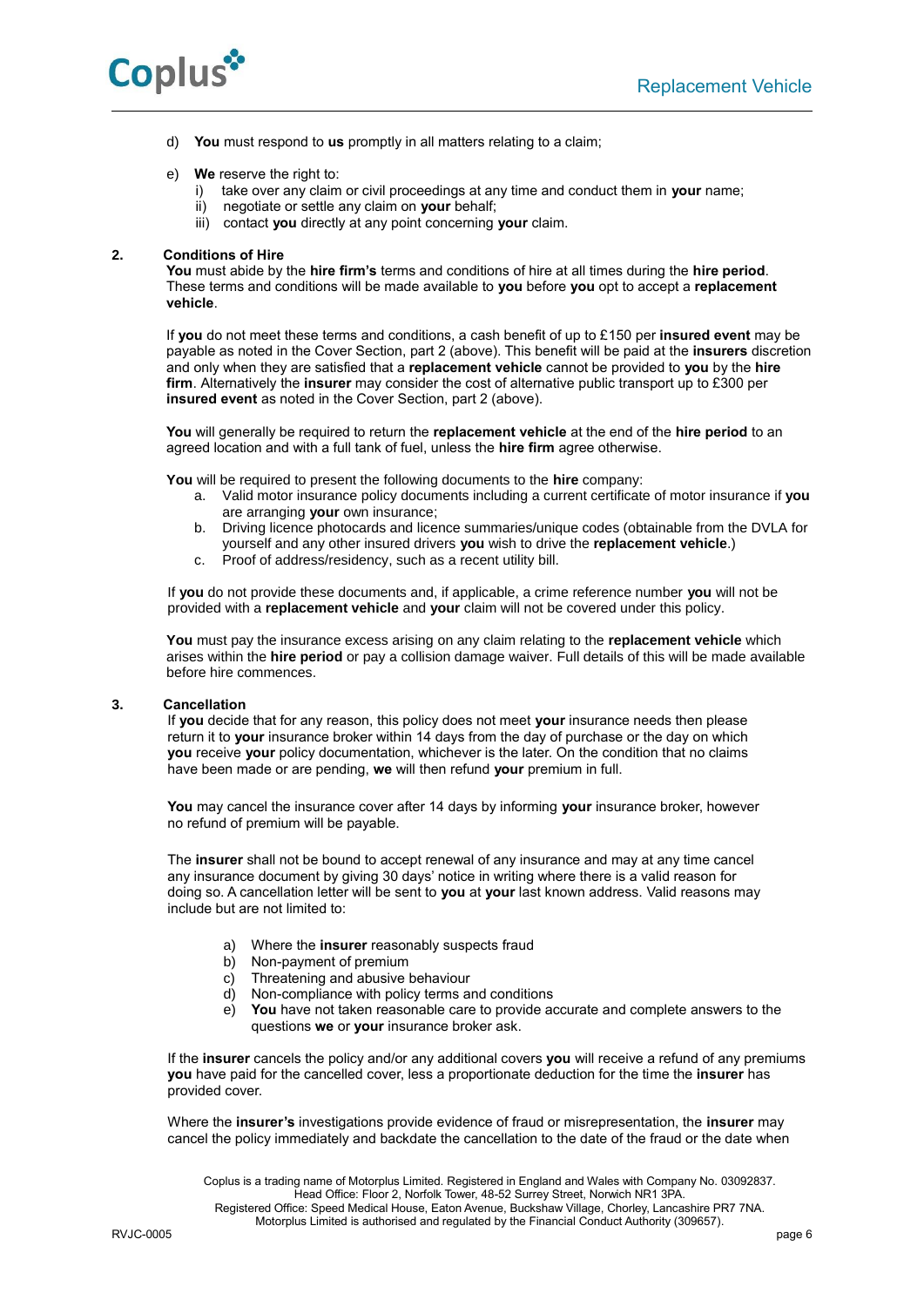d) **You** must respond to **us** promptly in all matters relating to a claim;

e) **We** reserve the right to:

  i) take over any claim or civil proceedings at any time and conduct them in **your** name;
  ii) negotiate or settle any claim on **your** behalf;
  iii) contact **you** directly at any point concerning **your** claim.

**2. Conditions of Hire**

**You** must abide by the **hire firm's** terms and conditions of hire at all times during the **hire period**. These terms and conditions will be made available to **you** before **you** opt to accept a **replacement vehicle**.

If **you** do not meet these terms and conditions, a cash benefit of up to £150 per **insured event** may be payable as noted in the Cover Section, part 2 (above). This benefit will be paid at the **insurers** discretion and only when they are satisfied that a **replacement vehicle** cannot be provided to **you** by the **hire firm**. Alternatively the **insurer** may consider the cost of alternative public transport up to £300 per **insured event** as noted in the Cover Section, part 2 (above).

**You** will generally be required to return the **replacement vehicle** at the end of the **hire period** to an agreed location and with a full tank of fuel, unless the **hire firm** agree otherwise.

**You** will be required to present the following documents to the **hire** company:

a. Valid motor insurance policy documents including a current certificate of motor insurance if **you** are arranging **your** own insurance;
b. Driving licence photocards and licence summaries/unique codes (obtainable from the DVLA for yourself and any other insured drivers **you** wish to drive the **replacement vehicle**.)
c. Proof of address/residency, such as a recent utility bill.

If **you** do not provide these documents and, if applicable, a crime reference number **you** will not be provided with a **replacement vehicle** and **your** claim will not be covered under this policy.

**You** must pay the insurance excess arising on any claim relating to the **replacement vehicle** which arises within the **hire period** or pay a collision damage waiver. Full details of this will be made available before hire commences.

**3. Cancellation**

If **you** decide that for any reason, this policy does not meet **your** insurance needs then please return it to **your** insurance broker within 14 days from the day of purchase or the day on which **you** receive **your** policy documentation, whichever is the later. On the condition that no claims have been made or are pending, **we** will then refund **your** premium in full.

**You** may cancel the insurance cover after 14 days by informing **your** insurance broker, however no refund of premium will be payable.

The **insurer** shall not be bound to accept renewal of any insurance and may at any time cancel any insurance document by giving 30 days' notice in writing where there is a valid reason for doing so. A cancellation letter will be sent to **you** at **your** last known address. Valid reasons may include but are not limited to:

a) Where the **insurer** reasonably suspects fraud
b) Non-payment of premium
c) Threatening and abusive behaviour
d) Non-compliance with policy terms and conditions
e) **You** have not taken reasonable care to provide accurate and complete answers to the questions **we** or **your** insurance broker ask.

If the **insurer** cancels the policy and/or any additional covers **you** will receive a refund of any premiums **you** have paid for the cancelled cover, less a proportionate deduction for the time the **insurer** has provided cover.

Where the **insurer's** investigations provide evidence of fraud or misrepresentation, the **insurer** may cancel the policy immediately and backdate the cancellation to the date of the fraud or the date when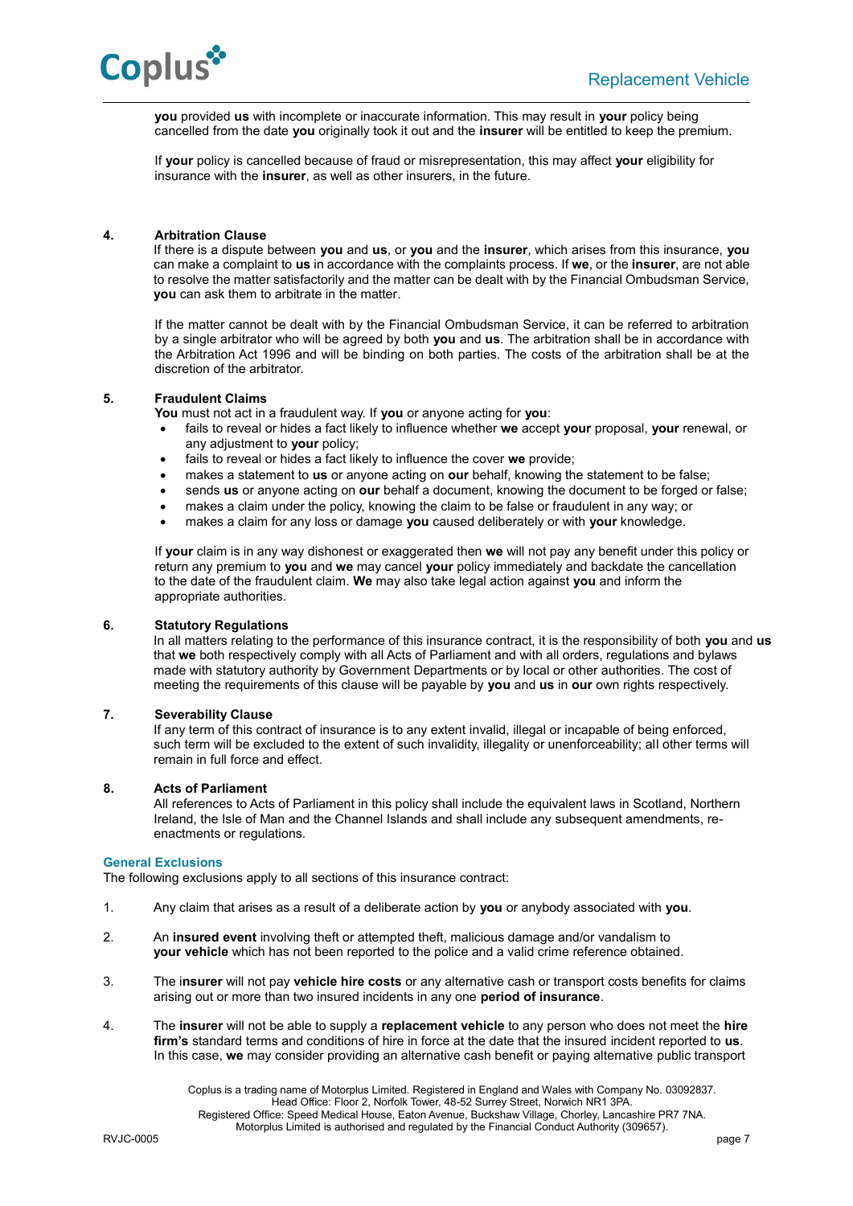**you** provided **us** with incomplete or inaccurate information. This may result in **your** policy being cancelled from the date **you** originally took it out and the **insurer** will be entitled to keep the premium.

If **your** policy is cancelled because of fraud or misrepresentation, this may affect **your** eligibility for insurance with the **insurer**, as well as other insurers, in the future.

**4. Arbitration Clause**

If there is a dispute between **you** and **us**, or **you** and the **insurer**, which arises from this insurance, **you** can make a complaint to **us** in accordance with the complaints process. If **we**, or the **insurer**, are not able to resolve the matter satisfactorily and the matter can be dealt with by the Financial Ombudsman Service, **you** can ask them to arbitrate in the matter.

If the matter cannot be dealt with by the Financial Ombudsman Service, it can be referred to arbitration by a single arbitrator who will be agreed by both **you** and **us**. The arbitration shall be in accordance with the Arbitration Act 1996 and will be binding on both parties. The costs of the arbitration shall be at the discretion of the arbitrator.

**5. Fraudulent Claims**

**You** must not act in a fraudulent way. If **you** or anyone acting for **you**:

- fails to reveal or hides a fact likely to influence whether **we** accept **your** proposal, **your** renewal, or any adjustment to **your** policy;
- fails to reveal or hides a fact likely to influence the cover **we** provide;
- makes a statement to **us** or anyone acting on **our** behalf, knowing the statement to be false;
- sends **us** or anyone acting on **our** behalf a document, knowing the document to be forged or false;
- makes a claim under the policy, knowing the claim to be false or fraudulent in any way; or
- makes a claim for any loss or damage **you** caused deliberately or with **your** knowledge.

If **your** claim is in any way dishonest or exaggerated then **we** will not pay any benefit under this policy or return any premium to **you** and **we** may cancel **your** policy immediately and backdate the cancellation to the date of the fraudulent claim. **We** may also take legal action against **you** and inform the appropriate authorities.

**6. Statutory Regulations**

In all matters relating to the performance of this insurance contract, it is the responsibility of both **you** and **us** that **we** both respectively comply with all Acts of Parliament and with all orders, regulations and bylaws made with statutory authority by Government Departments or by local or other authorities. The cost of meeting the requirements of this clause will be payable by **you** and **us** in **our** own rights respectively.

**7. Severability Clause**

If any term of this contract of insurance is to any extent invalid, illegal or incapable of being enforced, such term will be excluded to the extent of such invalidity, illegality or unenforceability; all other terms will remain in full force and effect.

**8. Acts of Parliament**

All references to Acts of Parliament in this policy shall include the equivalent laws in Scotland, Northern Ireland, the Isle of Man and the Channel Islands and shall include any subsequent amendments, re-enactments or regulations.

## General Exclusions

The following exclusions apply to all sections of this insurance contract:

1. Any claim that arises as a result of a deliberate action by **you** or anybody associated with **you**.

2. An **insured event** involving theft or attempted theft, malicious damage and/or vandalism to **your vehicle** which has not been reported to the police and a valid crime reference obtained.

3. The i**nsurer** will not pay **vehicle hire costs** or any alternative cash or transport costs benefits for claims arising out or more than two insured incidents in any one **period of insurance**.

4. The **insurer** will not be able to supply a **replacement vehicle** to any person who does not meet the **hire firm's** standard terms and conditions of hire in force at the date that the insured incident reported to **us**. In this case, **we** may consider providing an alternative cash benefit or paying alternative public transport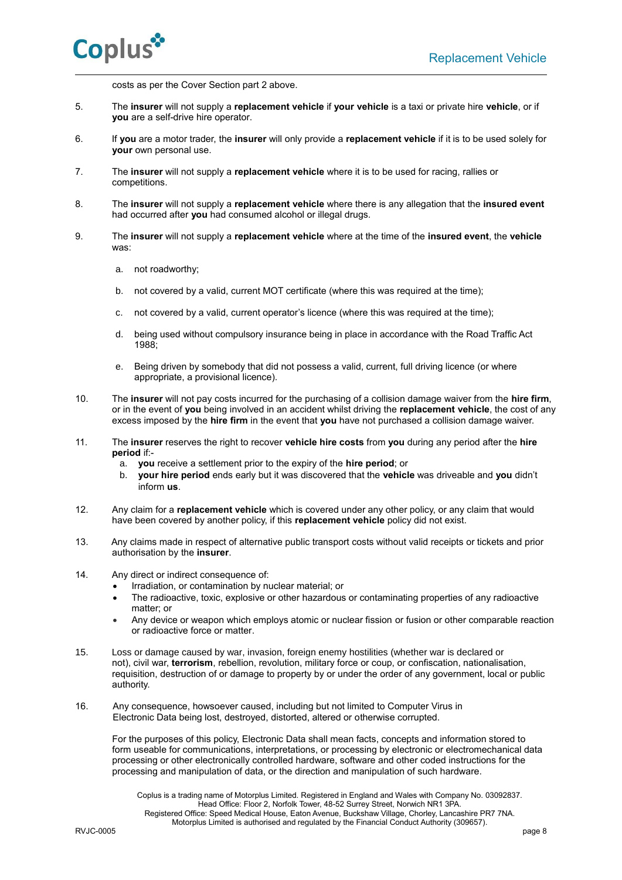costs as per the Cover Section part 2 above.

5. The **insurer** will not supply a **replacement vehicle** if **your vehicle** is a taxi or private hire **vehicle**, or if **you** are a self-drive hire operator.

6. If **you** are a motor trader, the **insurer** will only provide a **replacement vehicle** if it is to be used solely for **your** own personal use.

7. The **insurer** will not supply a **replacement vehicle** where it is to be used for racing, rallies or competitions.

8. The **insurer** will not supply a **replacement vehicle** where there is any allegation that the **insured event** had occurred after **you** had consumed alcohol or illegal drugs.

9. The **insurer** will not supply a **replacement vehicle** where at the time of the **insured event**, the **vehicle** was:

   a. not roadworthy;

   b. not covered by a valid, current MOT certificate (where this was required at the time);

   c. not covered by a valid, current operator's licence (where this was required at the time);

   d. being used without compulsory insurance being in place in accordance with the Road Traffic Act 1988;

   e. Being driven by somebody that did not possess a valid, current, full driving licence (or where appropriate, a provisional licence).

10. The **insurer** will not pay costs incurred for the purchasing of a collision damage waiver from the **hire firm**, or in the event of **you** being involved in an accident whilst driving the **replacement vehicle**, the cost of any excess imposed by the **hire firm** in the event that **you** have not purchased a collision damage waiver.

11. The **insurer** reserves the right to recover **vehicle hire costs** from **you** during any period after the **hire period** if:-
    a. **you** receive a settlement prior to the expiry of the **hire period**; or
    b. **your hire period** ends early but it was discovered that the **vehicle** was driveable and **you** didn't inform **us**.

12. Any claim for a **replacement vehicle** which is covered under any other policy, or any claim that would have been covered by another policy, if this **replacement vehicle** policy did not exist.

13. Any claims made in respect of alternative public transport costs without valid receipts or tickets and prior authorisation by the **insurer**.

14. Any direct or indirect consequence of:
    - Irradiation, or contamination by nuclear material; or
    - The radioactive, toxic, explosive or other hazardous or contaminating properties of any radioactive matter; or
    - Any device or weapon which employs atomic or nuclear fission or fusion or other comparable reaction or radioactive force or matter.

15. Loss or damage caused by war, invasion, foreign enemy hostilities (whether war is declared or not), civil war, **terrorism**, rebellion, revolution, military force or coup, or confiscation, nationalisation, requisition, destruction of or damage to property by or under the order of any government, local or public authority.

16. Any consequence, howsoever caused, including but not limited to Computer Virus in Electronic Data being lost, destroyed, distorted, altered or otherwise corrupted.

    For the purposes of this policy, Electronic Data shall mean facts, concepts and information stored to form useable for communications, interpretations, or processing by electronic or electromechanical data processing or other electronically controlled hardware, software and other coded instructions for the processing and manipulation of data, or the direction and manipulation of such hardware.

Coplus is a trading name of Motorplus Limited. Registered in England and Wales with Company No. 03092837. Head Office: Floor 2, Norfolk Tower, 48-52 Surrey Street, Norwich NR1 3PA. Registered Office: Speed Medical House, Eaton Avenue, Buckshaw Village, Chorley, Lancashire PR7 7NA. Motorplus Limited is authorised and regulated by the Financial Conduct Authority (309657).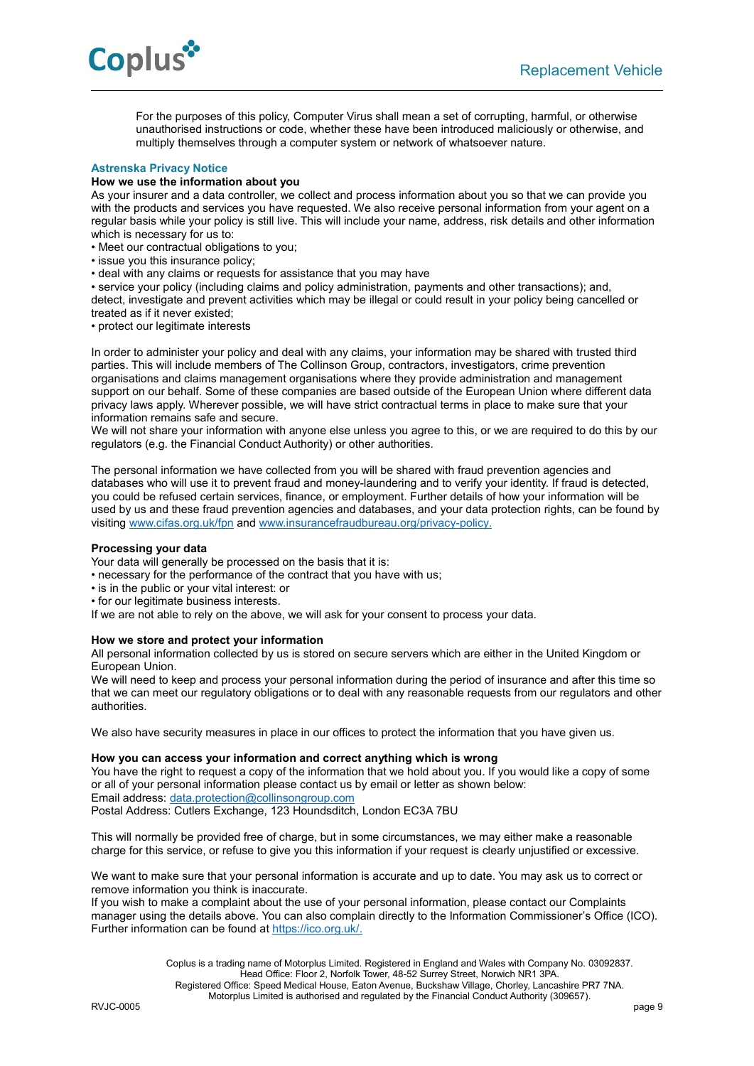For the purposes of this policy, Computer Virus shall mean a set of corrupting, harmful, or otherwise unauthorised instructions or code, whether these have been introduced maliciously or otherwise, and multiply themselves through a computer system or network of whatsoever nature.

## Astrenska Privacy Notice

**How we use the information about you**

As your insurer and a data controller, we collect and process information about you so that we can provide you with the products and services you have requested. We also receive personal information from your agent on a regular basis while your policy is still live. This will include your name, address, risk details and other information which is necessary for us to:

- Meet our contractual obligations to you;
- issue you this insurance policy;
- deal with any claims or requests for assistance that you may have
- service your policy (including claims and policy administration, payments and other transactions); and, detect, investigate and prevent activities which may be illegal or could result in your policy being cancelled or treated as if it never existed;
- protect our legitimate interests

In order to administer your policy and deal with any claims, your information may be shared with trusted third parties. This will include members of The Collinson Group, contractors, investigators, crime prevention organisations and claims management organisations where they provide administration and management support on our behalf. Some of these companies are based outside of the European Union where different data privacy laws apply. Wherever possible, we will have strict contractual terms in place to make sure that your information remains safe and secure.
We will not share your information with anyone else unless you agree to this, or we are required to do this by our regulators (e.g. the Financial Conduct Authority) or other authorities.

The personal information we have collected from you will be shared with fraud prevention agencies and databases who will use it to prevent fraud and money-laundering and to verify your identity. If fraud is detected, you could be refused certain services, finance, or employment. Further details of how your information will be used by us and these fraud prevention agencies and databases, and your data protection rights, can be found by visiting [www.cifas.org.uk/fpn](http://www.cifas.org.uk/fpn) and [www.insurancefraudbureau.org/privacy-policy.](http://www.insurancefraudbureau.org/privacy-policy)

**Processing your data**

Your data will generally be processed on the basis that it is:

- necessary for the performance of the contract that you have with us;
- is in the public or your vital interest: or
- for our legitimate business interests.

If we are not able to rely on the above, we will ask for your consent to process your data.

**How we store and protect your information**

All personal information collected by us is stored on secure servers which are either in the United Kingdom or European Union.
We will need to keep and process your personal information during the period of insurance and after this time so that we can meet our regulatory obligations or to deal with any reasonable requests from our regulators and other authorities.

We also have security measures in place in our offices to protect the information that you have given us.

**How you can access your information and correct anything which is wrong**

You have the right to request a copy of the information that we hold about you. If you would like a copy of some or all of your personal information please contact us by email or letter as shown below:
Email address: [data.protection@collinsongroup.com](mailto:data.protection@collinsongroup.com)
Postal Address: Cutlers Exchange, 123 Houndsditch, London EC3A 7BU

This will normally be provided free of charge, but in some circumstances, we may either make a reasonable charge for this service, or refuse to give you this information if your request is clearly unjustified or excessive.

We want to make sure that your personal information is accurate and up to date. You may ask us to correct or remove information you think is inaccurate.
If you wish to make a complaint about the use of your personal information, please contact our Complaints manager using the details above. You can also complain directly to the Information Commissioner's Office (ICO). Further information can be found at [https://ico.org.uk/.](https://ico.org.uk/)